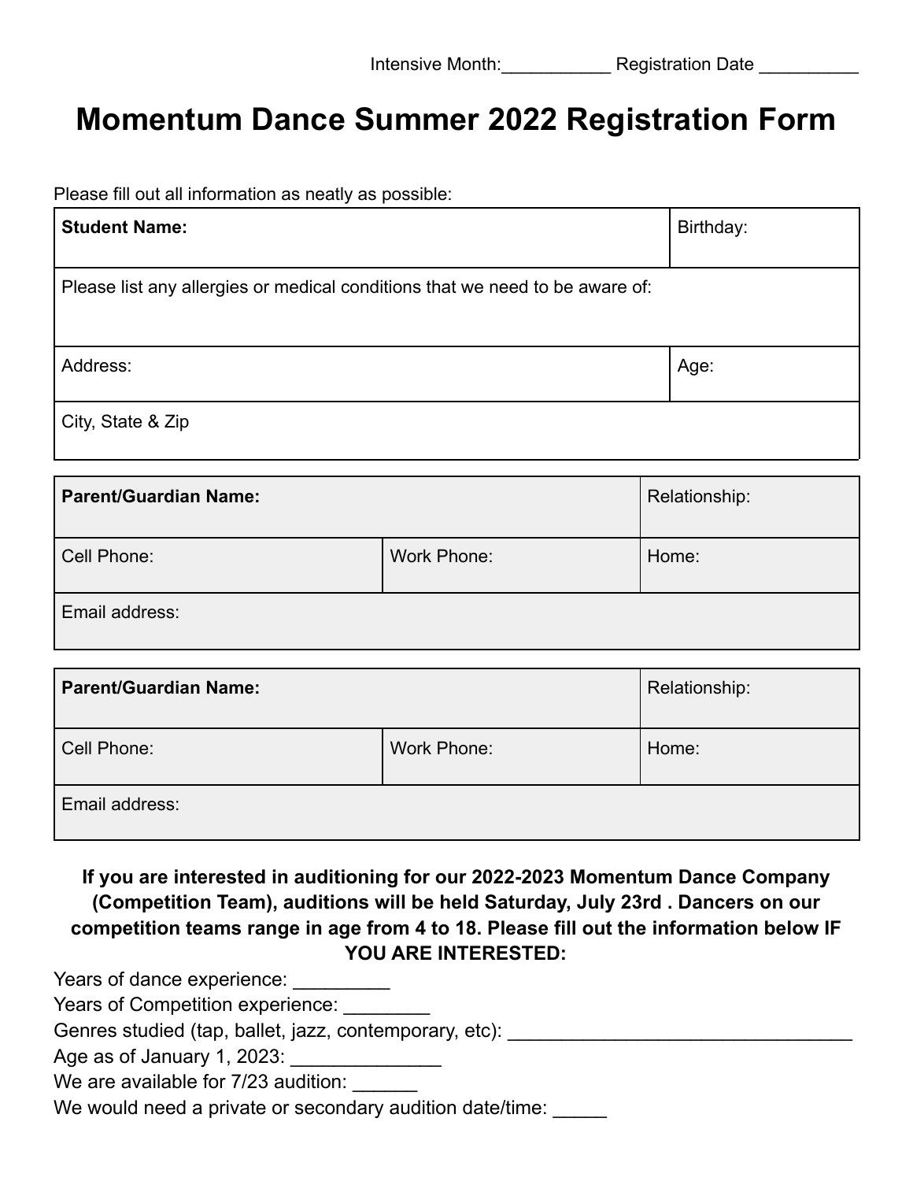Intensive Month:___________ Registration Date __________

# Momentum Dance Summer 2022 Registration Form

Please fill out all information as neatly as possible:

| **Student Name:** | Birthday: |
|---|---|
| Please list any allergies or medical conditions that we need to be aware of: | |
| Address: | Age: |
| City, State & Zip | |

| **Parent/Guardian Name:** | | Relationship: |
|---|---|---|
| Cell Phone: | Work Phone: | Home: |
| Email address: | | |

| **Parent/Guardian Name:** | | Relationship: |
|---|---|---|
| Cell Phone: | Work Phone: | Home: |
| Email address: | | |

**If you are interested in auditioning for our 2022-2023 Momentum Dance Company (Competition Team), auditions will be held Saturday, July 23rd . Dancers on our competition teams range in age from 4 to 18. Please fill out the information below IF YOU ARE INTERESTED:**

Years of dance experience: _________
Years of Competition experience: ________
Genres studied (tap, ballet, jazz, contemporary, etc): _________________________________
Age as of January 1, 2023: ______________
We are available for 7/23 audition: ______
We would need a private or secondary audition date/time: _____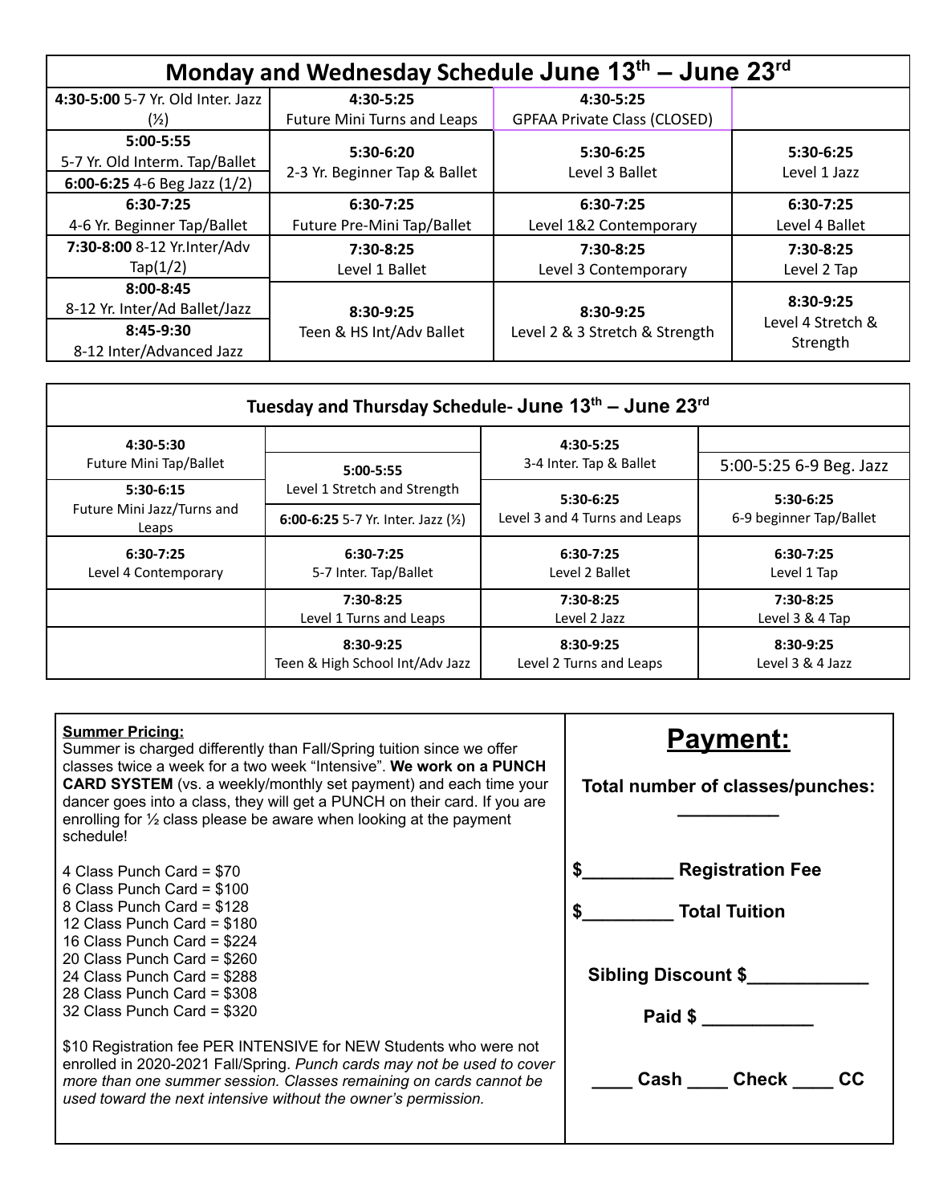| Monday and Wednesday Schedule June 13th – June 23rd | | | |
|---|---|---|---|
| **4:30-5:00** 5-7 Yr. Old Inter. Jazz (½) | **4:30-5:25** Future Mini Turns and Leaps | **4:30-5:25** GPFAA Private Class (CLOSED) | |
| **5:00-5:55** 5-7 Yr. Old Interm. Tap/Ballet<br>**6:00-6:25** 4-6 Beg Jazz (1/2) | **5:30-6:20** 2-3 Yr. Beginner Tap & Ballet | **5:30-6:25** Level 3 Ballet | **5:30-6:25** Level 1 Jazz |
| **6:30-7:25** 4-6 Yr. Beginner Tap/Ballet | **6:30-7:25** Future Pre-Mini Tap/Ballet | **6:30-7:25** Level 1&2 Contemporary | **6:30-7:25** Level 4 Ballet |
| **7:30-8:00** 8-12 Yr.Inter/Adv Tap(1/2) | **7:30-8:25** Level 1 Ballet | **7:30-8:25** Level 3 Contemporary | **7:30-8:25** Level 2 Tap |
| **8:00-8:45** 8-12 Yr. Inter/Ad Ballet/Jazz<br>**8:45-9:30** 8-12 Inter/Advanced Jazz | **8:30-9:25** Teen & HS Int/Adv Ballet | **8:30-9:25** Level 2 & 3 Stretch & Strength | **8:30-9:25** Level 4 Stretch & Strength |

| Tuesday and Thursday Schedule- June 13th – June 23rd | | | |
|---|---|---|---|
| **4:30-5:30** Future Mini Tap/Ballet | **5:00-5:55** Level 1 Stretch and Strength | **4:30-5:25** 3-4 Inter. Tap & Ballet | 5:00-5:25 6-9 Beg. Jazz |
| **5:30-6:15** Future Mini Jazz/Turns and Leaps | **6:00-6:25** 5-7 Yr. Inter. Jazz (½) | **5:30-6:25** Level 3 and 4 Turns and Leaps | **5:30-6:25** 6-9 beginner Tap/Ballet |
| **6:30-7:25** Level 4 Contemporary | **6:30-7:25** 5-7 Inter. Tap/Ballet | **6:30-7:25** Level 2 Ballet | **6:30-7:25** Level 1 Tap |
| | **7:30-8:25** Level 1 Turns and Leaps | **7:30-8:25** Level 2 Jazz | **7:30-8:25** Level 3 & 4 Tap |
| | **8:30-9:25** Teen & High School Int/Adv Jazz | **8:30-9:25** Level 2 Turns and Leaps | **8:30-9:25** Level 3 & 4 Jazz |

**Summer Pricing:**
Summer is charged differently than Fall/Spring tuition since we offer classes twice a week for a two week "Intensive". **We work on a PUNCH CARD SYSTEM** (vs. a weekly/monthly set payment) and each time your dancer goes into a class, they will get a PUNCH on their card. If you are enrolling for ½ class please be aware when looking at the payment schedule!

4 Class Punch Card = $70
6 Class Punch Card = $100
8 Class Punch Card = $128
12 Class Punch Card = $180
16 Class Punch Card = $224
20 Class Punch Card = $260
24 Class Punch Card = $288
28 Class Punch Card = $308
32 Class Punch Card = $320

$10 Registration fee PER INTENSIVE for NEW Students who were not enrolled in 2020-2021 Fall/Spring. *Punch cards may not be used to cover more than one summer session. Classes remaining on cards cannot be used toward the next intensive without the owner's permission.*

## Payment:

**Total number of classes/punches: __________**

**$_________ Registration Fee**

**$_________ Total Tuition**

**Sibling Discount $____________**

**Paid $ ___________**

**____ Cash ____ Check ____ CC**